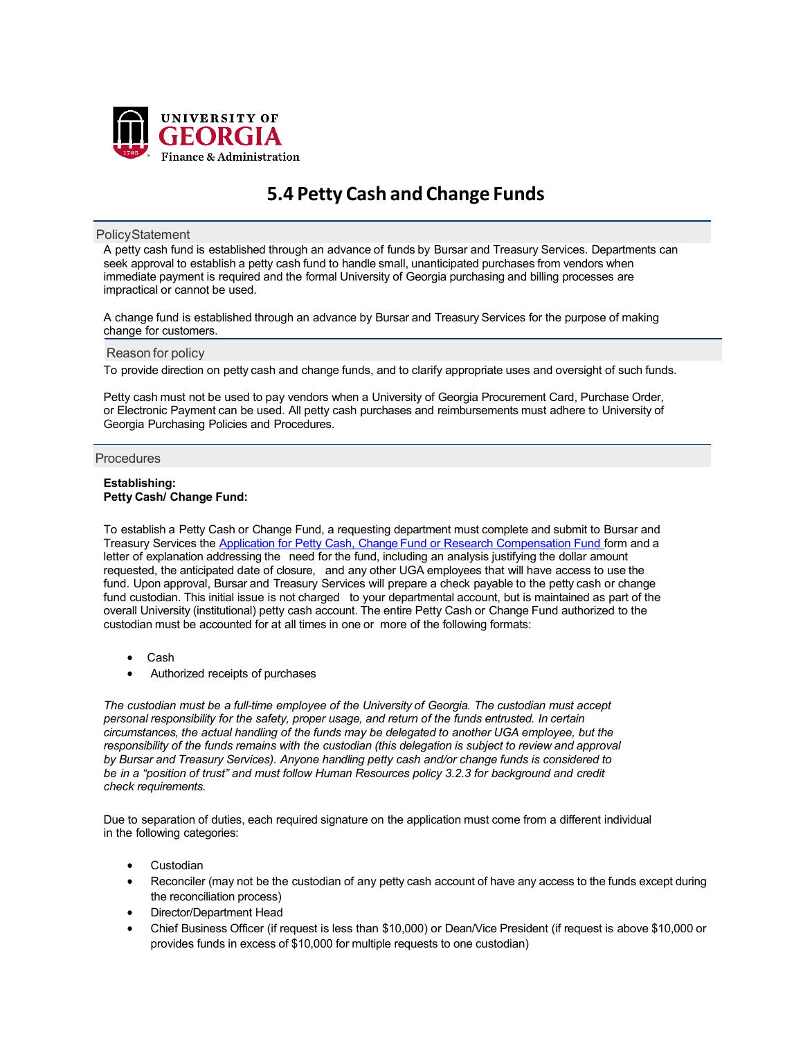UNIVERSITY OF GEORGIA
Finance & Administration

# 5.4 Petty Cash and Change Funds

## Policy Statement

A petty cash fund is established through an advance of funds by Bursar and Treasury Services. Departments can seek approval to establish a petty cash fund to handle small, unanticipated purchases from vendors when immediate payment is required and the formal University of Georgia purchasing and billing processes are impractical or cannot be used.

A change fund is established through an advance by Bursar and Treasury Services for the purpose of making change for customers.

## Reason for policy

To provide direction on petty cash and change funds, and to clarify appropriate uses and oversight of such funds.

Petty cash must not be used to pay vendors when a University of Georgia Procurement Card, Purchase Order, or Electronic Payment can be used. All petty cash purchases and reimbursements must adhere to University of Georgia Purchasing Policies and Procedures.

## Procedures

**Establishing:**
**Petty Cash/ Change Fund:**

To establish a Petty Cash or Change Fund, a requesting department must complete and submit to Bursar and Treasury Services the Application for Petty Cash, Change Fund or Research Compensation Fund form and a letter of explanation addressing the need for the fund, including an analysis justifying the dollar amount requested, the anticipated date of closure, and any other UGA employees that will have access to use the fund. Upon approval, Bursar and Treasury Services will prepare a check payable to the petty cash or change fund custodian. This initial issue is not charged to your departmental account, but is maintained as part of the overall University (institutional) petty cash account. The entire Petty Cash or Change Fund authorized to the custodian must be accounted for at all times in one or more of the following formats:

- Cash
- Authorized receipts of purchases

*The custodian must be a full-time employee of the University of Georgia. The custodian must accept personal responsibility for the safety, proper usage, and return of the funds entrusted. In certain circumstances, the actual handling of the funds may be delegated to another UGA employee, but the responsibility of the funds remains with the custodian (this delegation is subject to review and approval by Bursar and Treasury Services). Anyone handling petty cash and/or change funds is considered to be in a "position of trust" and must follow Human Resources policy 3.2.3 for background and credit check requirements.*

Due to separation of duties, each required signature on the application must come from a different individual in the following categories:

- Custodian
- Reconciler (may not be the custodian of any petty cash account of have any access to the funds except during the reconciliation process)
- Director/Department Head
- Chief Business Officer (if request is less than $10,000) or Dean/Vice President (if request is above $10,000 or provides funds in excess of $10,000 for multiple requests to one custodian)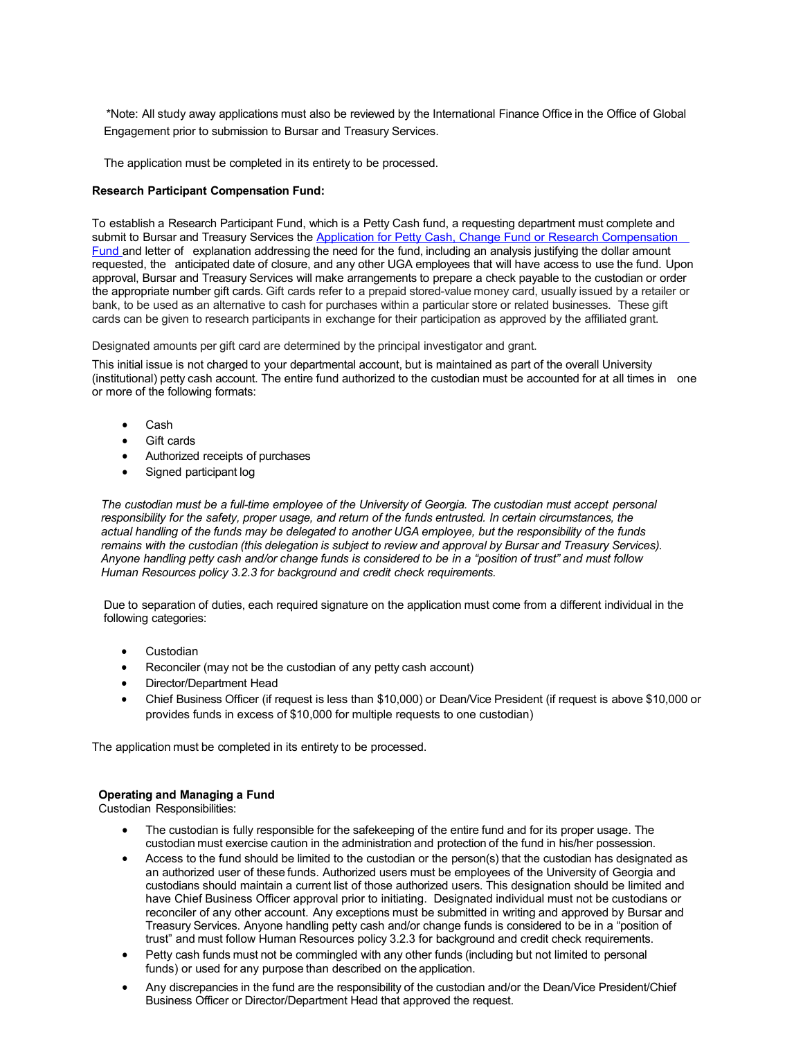*Note: All study away applications must also be reviewed by the International Finance Office in the Office of Global Engagement prior to submission to Bursar and Treasury Services.

The application must be completed in its entirety to be processed.

**Research Participant Compensation Fund:**

To establish a Research Participant Fund, which is a Petty Cash fund, a requesting department must complete and submit to Bursar and Treasury Services the Application for Petty Cash, Change Fund or Research Compensation Fund and letter of explanation addressing the need for the fund, including an analysis justifying the dollar amount requested, the anticipated date of closure, and any other UGA employees that will have access to use the fund. Upon approval, Bursar and Treasury Services will make arrangements to prepare a check payable to the custodian or order the appropriate number gift cards. Gift cards refer to a prepaid stored-value money card, usually issued by a retailer or bank, to be used as an alternative to cash for purchases within a particular store or related businesses. These gift cards can be given to research participants in exchange for their participation as approved by the affiliated grant.

Designated amounts per gift card are determined by the principal investigator and grant.

This initial issue is not charged to your departmental account, but is maintained as part of the overall University (institutional) petty cash account. The entire fund authorized to the custodian must be accounted for at all times in one or more of the following formats:

- Cash
- Gift cards
- Authorized receipts of purchases
- Signed participant log

*The custodian must be a full-time employee of the University of Georgia. The custodian must accept personal responsibility for the safety, proper usage, and return of the funds entrusted. In certain circumstances, the actual handling of the funds may be delegated to another UGA employee, but the responsibility of the funds remains with the custodian (this delegation is subject to review and approval by Bursar and Treasury Services). Anyone handling petty cash and/or change funds is considered to be in a "position of trust" and must follow Human Resources policy 3.2.3 for background and credit check requirements.*

Due to separation of duties, each required signature on the application must come from a different individual in the following categories:

- Custodian
- Reconciler (may not be the custodian of any petty cash account)
- Director/Department Head
- Chief Business Officer (if request is less than $10,000) or Dean/Vice President (if request is above $10,000 or provides funds in excess of $10,000 for multiple requests to one custodian)

The application must be completed in its entirety to be processed.

**Operating and Managing a Fund**

Custodian Responsibilities:

- The custodian is fully responsible for the safekeeping of the entire fund and for its proper usage. The custodian must exercise caution in the administration and protection of the fund in his/her possession.
- Access to the fund should be limited to the custodian or the person(s) that the custodian has designated as an authorized user of these funds. Authorized users must be employees of the University of Georgia and custodians should maintain a current list of those authorized users. This designation should be limited and have Chief Business Officer approval prior to initiating. Designated individual must not be custodians or reconciler of any other account. Any exceptions must be submitted in writing and approved by Bursar and Treasury Services. Anyone handling petty cash and/or change funds is considered to be in a "position of trust" and must follow Human Resources policy 3.2.3 for background and credit check requirements.
- Petty cash funds must not be commingled with any other funds (including but not limited to personal funds) or used for any purpose than described on the application.
- Any discrepancies in the fund are the responsibility of the custodian and/or the Dean/Vice President/Chief Business Officer or Director/Department Head that approved the request.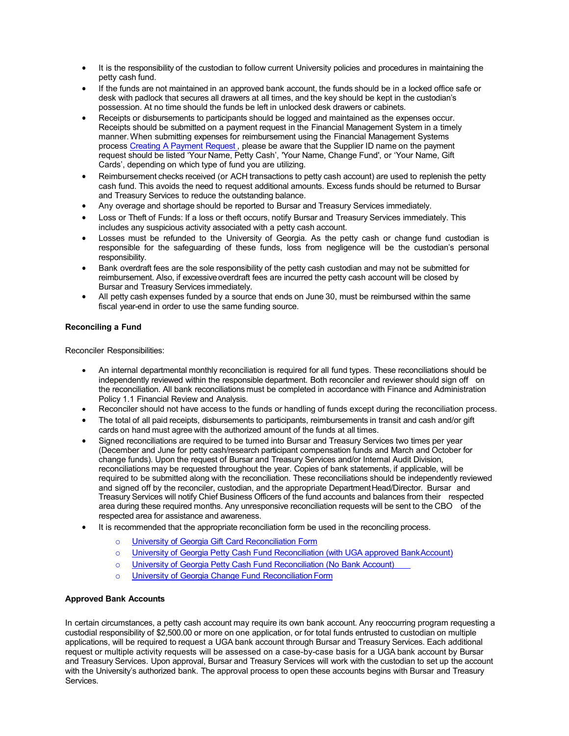- It is the responsibility of the custodian to follow current University policies and procedures in maintaining the petty cash fund.
- If the funds are not maintained in an approved bank account, the funds should be in a locked office safe or desk with padlock that secures all drawers at all times, and the key should be kept in the custodian's possession. At no time should the funds be left in unlocked desk drawers or cabinets.
- Receipts or disbursements to participants should be logged and maintained as the expenses occur. Receipts should be submitted on a payment request in the Financial Management System in a timely manner. When submitting expenses for reimbursement using the Financial Management Systems process [Creating A Payment Request](), please be aware that the Supplier ID name on the payment request should be listed 'Your Name, Petty Cash', 'Your Name, Change Fund', or 'Your Name, Gift Cards', depending on which type of fund you are utilizing.
- Reimbursement checks received (or ACH transactions to petty cash account) are used to replenish the petty cash fund. This avoids the need to request additional amounts. Excess funds should be returned to Bursar and Treasury Services to reduce the outstanding balance.
- Any overage and shortage should be reported to Bursar and Treasury Services immediately.
- Loss or Theft of Funds: If a loss or theft occurs, notify Bursar and Treasury Services immediately. This includes any suspicious activity associated with a petty cash account.
- Losses must be refunded to the University of Georgia. As the petty cash or change fund custodian is responsible for the safeguarding of these funds, loss from negligence will be the custodian's personal responsibility.
- Bank overdraft fees are the sole responsibility of the petty cash custodian and may not be submitted for reimbursement. Also, if excessive overdraft fees are incurred the petty cash account will be closed by Bursar and Treasury Services immediately.
- All petty cash expenses funded by a source that ends on June 30, must be reimbursed within the same fiscal year-end in order to use the same funding source.

**Reconciling a Fund**

Reconciler Responsibilities:

- An internal departmental monthly reconciliation is required for all fund types. These reconciliations should be independently reviewed within the responsible department. Both reconciler and reviewer should sign off on the reconciliation. All bank reconciliations must be completed in accordance with Finance and Administration Policy 1.1 Financial Review and Analysis.
- Reconciler should not have access to the funds or handling of funds except during the reconciliation process.
- The total of all paid receipts, disbursements to participants, reimbursements in transit and cash and/or gift cards on hand must agree with the authorized amount of the funds at all times.
- Signed reconciliations are required to be turned into Bursar and Treasury Services two times per year (December and June for petty cash/research participant compensation funds and March and October for change funds). Upon the request of Bursar and Treasury Services and/or Internal Audit Division, reconciliations may be requested throughout the year. Copies of bank statements, if applicable, will be required to be submitted along with the reconciliation. These reconciliations should be independently reviewed and signed off by the reconciler, custodian, and the appropriate Department Head/Director. Bursar and Treasury Services will notify Chief Business Officers of the fund accounts and balances from their respected area during these required months. Any unresponsive reconciliation requests will be sent to the CBO of the respected area for assistance and awareness.
- It is recommended that the appropriate reconciliation form be used in the reconciling process.
  - [University of Georgia Gift Card Reconciliation Form]()
  - [University of Georgia Petty Cash Fund Reconciliation (with UGA approved Bank Account)]()
  - [University of Georgia Petty Cash Fund Reconciliation (No Bank Account)]()
  - [University of Georgia Change Fund Reconciliation Form]()

**Approved Bank Accounts**

In certain circumstances, a petty cash account may require its own bank account. Any reoccurring program requesting a custodial responsibility of $2,500.00 or more on one application, or for total funds entrusted to custodian on multiple applications, will be required to request a UGA bank account through Bursar and Treasury Services. Each additional request or multiple activity requests will be assessed on a case-by-case basis for a UGA bank account by Bursar and Treasury Services. Upon approval, Bursar and Treasury Services will work with the custodian to set up the account with the University's authorized bank. The approval process to open these accounts begins with Bursar and Treasury Services.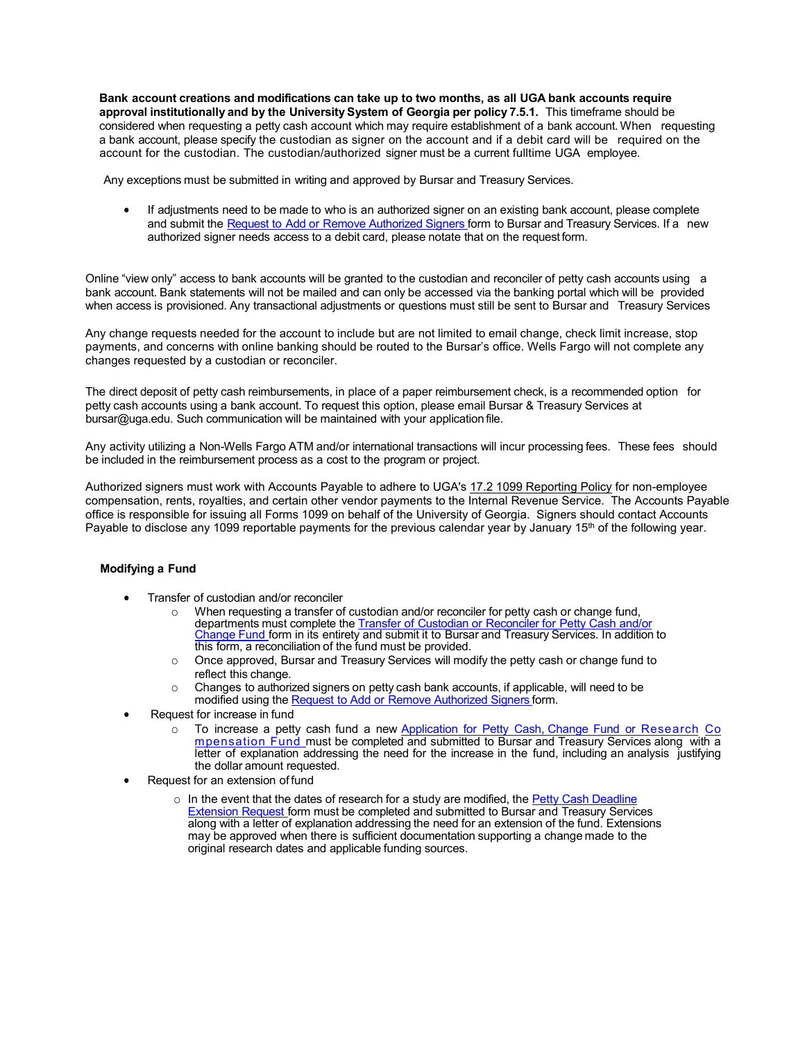**Bank account creations and modifications can take up to two months, as all UGA bank accounts require approval institutionally and by the University System of Georgia per policy 7.5.1.** This timeframe should be considered when requesting a petty cash account which may require establishment of a bank account. When requesting a bank account, please specify the custodian as signer on the account and if a debit card will be required on the account for the custodian. The custodian/authorized signer must be a current fulltime UGA employee.

Any exceptions must be submitted in writing and approved by Bursar and Treasury Services.

- If adjustments need to be made to who is an authorized signer on an existing bank account, please complete and submit the Request to Add or Remove Authorized Signers form to Bursar and Treasury Services. If a new authorized signer needs access to a debit card, please notate that on the request form.

Online "view only" access to bank accounts will be granted to the custodian and reconciler of petty cash accounts using a bank account. Bank statements will not be mailed and can only be accessed via the banking portal which will be provided when access is provisioned. Any transactional adjustments or questions must still be sent to Bursar and Treasury Services

Any change requests needed for the account to include but are not limited to email change, check limit increase, stop payments, and concerns with online banking should be routed to the Bursar's office. Wells Fargo will not complete any changes requested by a custodian or reconciler.

The direct deposit of petty cash reimbursements, in place of a paper reimbursement check, is a recommended option for petty cash accounts using a bank account. To request this option, please email Bursar & Treasury Services at bursar@uga.edu. Such communication will be maintained with your application file.

Any activity utilizing a Non-Wells Fargo ATM and/or international transactions will incur processing fees. These fees should be included in the reimbursement process as a cost to the program or project.

Authorized signers must work with Accounts Payable to adhere to UGA's 17.2 1099 Reporting Policy for non-employee compensation, rents, royalties, and certain other vendor payments to the Internal Revenue Service. The Accounts Payable office is responsible for issuing all Forms 1099 on behalf of the University of Georgia. Signers should contact Accounts Payable to disclose any 1099 reportable payments for the previous calendar year by January 15th of the following year.

**Modifying a Fund**

- Transfer of custodian and/or reconciler
  - When requesting a transfer of custodian and/or reconciler for petty cash or change fund, departments must complete the Transfer of Custodian or Reconciler for Petty Cash and/or Change Fund form in its entirety and submit it to Bursar and Treasury Services. In addition to this form, a reconciliation of the fund must be provided.
  - Once approved, Bursar and Treasury Services will modify the petty cash or change fund to reflect this change.
  - Changes to authorized signers on petty cash bank accounts, if applicable, will need to be modified using the Request to Add or Remove Authorized Signers form.
- Request for increase in fund
  - To increase a petty cash fund a new Application for Petty Cash, Change Fund or Research Compensation Fund must be completed and submitted to Bursar and Treasury Services along with a letter of explanation addressing the need for the increase in the fund, including an analysis justifying the dollar amount requested.
- Request for an extension of fund
  - In the event that the dates of research for a study are modified, the Petty Cash Deadline Extension Request form must be completed and submitted to Bursar and Treasury Services along with a letter of explanation addressing the need for an extension of the fund. Extensions may be approved when there is sufficient documentation supporting a change made to the original research dates and applicable funding sources.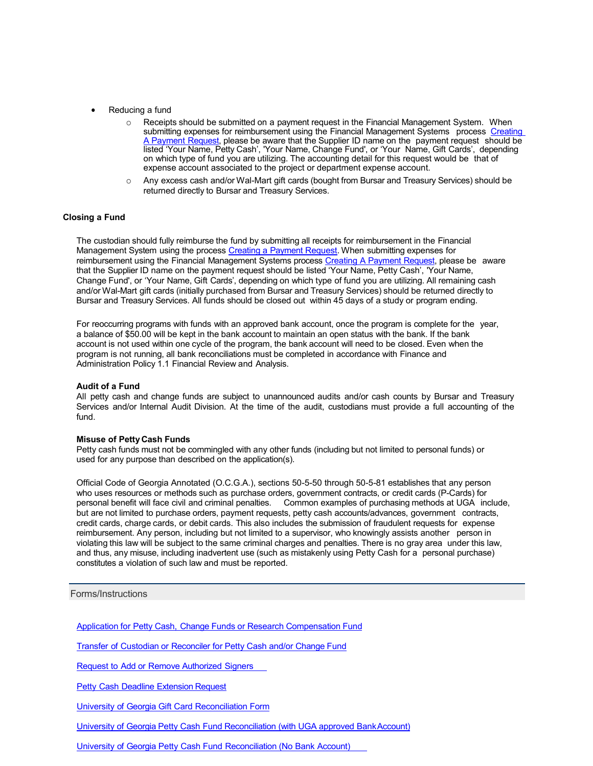- Reducing a fund
  - Receipts should be submitted on a payment request in the Financial Management System. When submitting expenses for reimbursement using the Financial Management Systems process [Creating A Payment Request](), please be aware that the Supplier ID name on the payment request should be listed 'Your Name, Petty Cash', 'Your Name, Change Fund', or 'Your Name, Gift Cards', depending on which type of fund you are utilizing. The accounting detail for this request would be that of expense account associated to the project or department expense account.
  - Any excess cash and/or Wal-Mart gift cards (bought from Bursar and Treasury Services) should be returned directly to Bursar and Treasury Services.

**Closing a Fund**

The custodian should fully reimburse the fund by submitting all receipts for reimbursement in the Financial Management System using the process [Creating a Payment Request](). When submitting expenses for reimbursement using the Financial Management Systems process [Creating A Payment Request](), please be aware that the Supplier ID name on the payment request should be listed 'Your Name, Petty Cash', 'Your Name, Change Fund', or 'Your Name, Gift Cards', depending on which type of fund you are utilizing. All remaining cash and/or Wal-Mart gift cards (initially purchased from Bursar and Treasury Services) should be returned directly to Bursar and Treasury Services. All funds should be closed out within 45 days of a study or program ending.

For reoccurring programs with funds with an approved bank account, once the program is complete for the year, a balance of $50.00 will be kept in the bank account to maintain an open status with the bank. If the bank account is not used within one cycle of the program, the bank account will need to be closed. Even when the program is not running, all bank reconciliations must be completed in accordance with Finance and Administration Policy 1.1 Financial Review and Analysis.

**Audit of a Fund**

All petty cash and change funds are subject to unannounced audits and/or cash counts by Bursar and Treasury Services and/or Internal Audit Division. At the time of the audit, custodians must provide a full accounting of the fund.

**Misuse of Petty Cash Funds**

Petty cash funds must not be commingled with any other funds (including but not limited to personal funds) or used for any purpose than described on the application(s).

Official Code of Georgia Annotated (O.C.G.A.), sections 50-5-50 through 50-5-81 establishes that any person who uses resources or methods such as purchase orders, government contracts, or credit cards (P-Cards) for personal benefit will face civil and criminal penalties. Common examples of purchasing methods at UGA include, but are not limited to purchase orders, payment requests, petty cash accounts/advances, government contracts, credit cards, charge cards, or debit cards. This also includes the submission of fraudulent requests for expense reimbursement. Any person, including but not limited to a supervisor, who knowingly assists another person in violating this law will be subject to the same criminal charges and penalties. There is no gray area under this law, and thus, any misuse, including inadvertent use (such as mistakenly using Petty Cash for a personal purchase) constitutes a violation of such law and must be reported.

## Forms/Instructions

[Application for Petty Cash, Change Funds or Research Compensation Fund]()

[Transfer of Custodian or Reconciler for Petty Cash and/or Change Fund]()

[Request to Add or Remove Authorized Signers]()

[Petty Cash Deadline Extension Request]()

[University of Georgia Gift Card Reconciliation Form]()

[University of Georgia Petty Cash Fund Reconciliation (with UGA approved Bank Account)]()

[University of Georgia Petty Cash Fund Reconciliation (No Bank Account)]()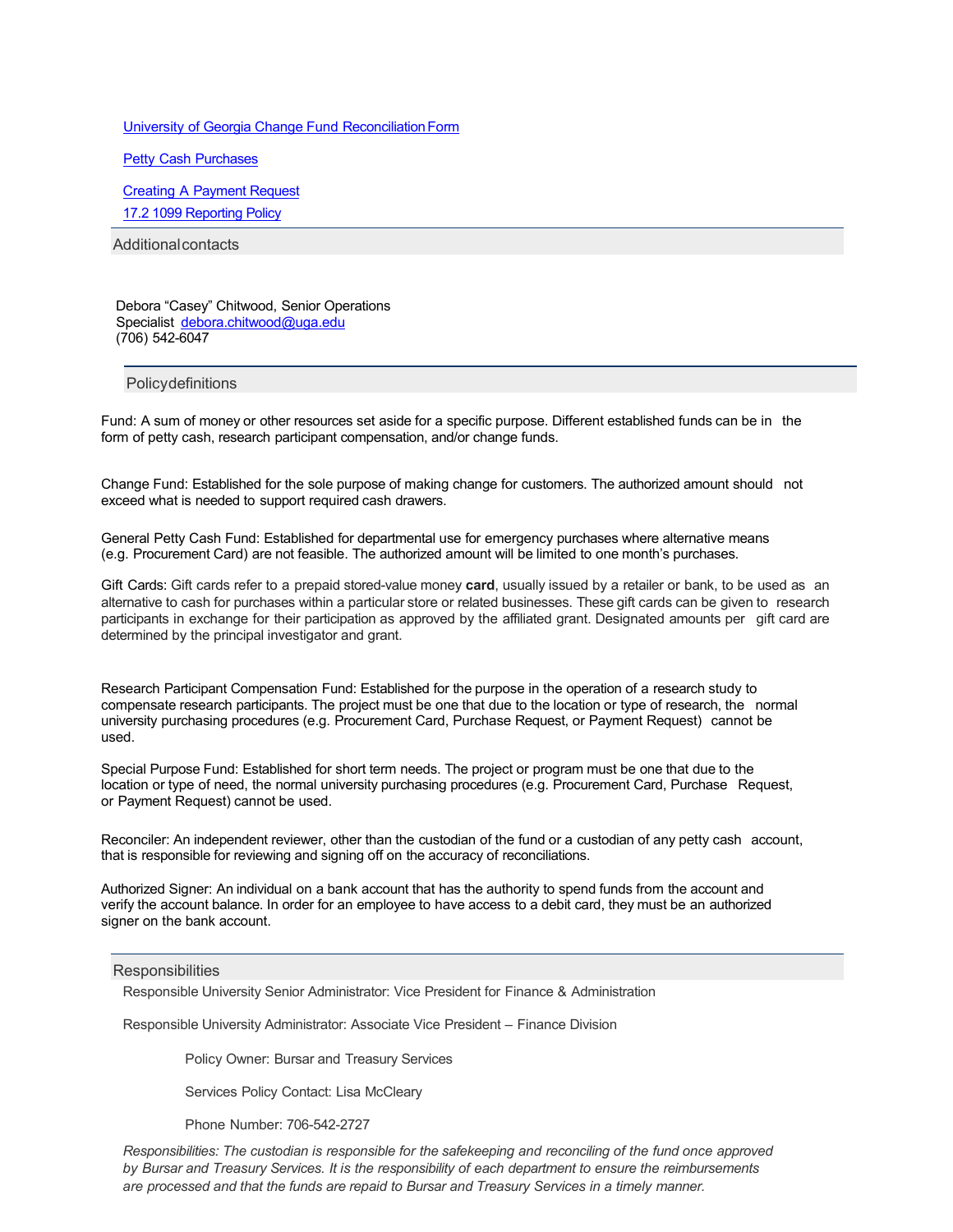[University of Georgia Change Fund Reconciliation Form](#)

[Petty Cash Purchases](#)

[Creating A Payment Request](#)

[17.2 1099 Reporting Policy](#)

## Additional contacts

Debora "Casey" Chitwood, Senior Operations Specialist [debora.chitwood@uga.edu](mailto:debora.chitwood@uga.edu)
(706) 542-6047

## Policy definitions

Fund: A sum of money or other resources set aside for a specific purpose. Different established funds can be in the form of petty cash, research participant compensation, and/or change funds.

Change Fund: Established for the sole purpose of making change for customers. The authorized amount should not exceed what is needed to support required cash drawers.

General Petty Cash Fund: Established for departmental use for emergency purchases where alternative means (e.g. Procurement Card) are not feasible. The authorized amount will be limited to one month's purchases.

Gift Cards: Gift cards refer to a prepaid stored-value money **card**, usually issued by a retailer or bank, to be used as an alternative to cash for purchases within a particular store or related businesses. These gift cards can be given to research participants in exchange for their participation as approved by the affiliated grant. Designated amounts per gift card are determined by the principal investigator and grant.

Research Participant Compensation Fund: Established for the purpose in the operation of a research study to compensate research participants. The project must be one that due to the location or type of research, the normal university purchasing procedures (e.g. Procurement Card, Purchase Request, or Payment Request) cannot be used.

Special Purpose Fund: Established for short term needs. The project or program must be one that due to the location or type of need, the normal university purchasing procedures (e.g. Procurement Card, Purchase Request, or Payment Request) cannot be used.

Reconciler: An independent reviewer, other than the custodian of the fund or a custodian of any petty cash account, that is responsible for reviewing and signing off on the accuracy of reconciliations.

Authorized Signer: An individual on a bank account that has the authority to spend funds from the account and verify the account balance. In order for an employee to have access to a debit card, they must be an authorized signer on the bank account.

## Responsibilities

Responsible University Senior Administrator: Vice President for Finance & Administration

Responsible University Administrator: Associate Vice President – Finance Division

Policy Owner: Bursar and Treasury Services

Services Policy Contact: Lisa McCleary

Phone Number: 706-542-2727

*Responsibilities: The custodian is responsible for the safekeeping and reconciling of the fund once approved by Bursar and Treasury Services. It is the responsibility of each department to ensure the reimbursements are processed and that the funds are repaid to Bursar and Treasury Services in a timely manner.*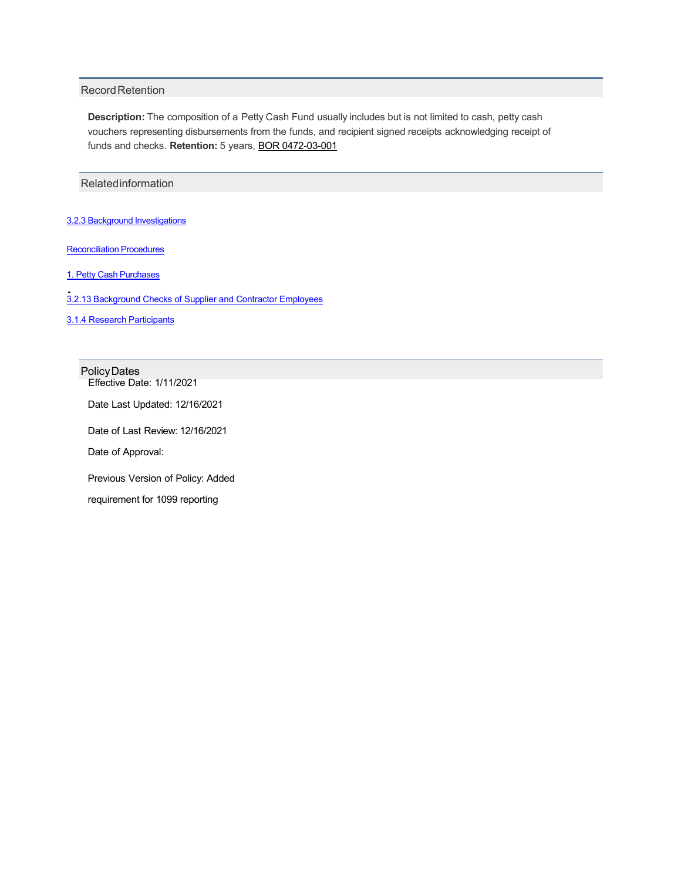## Record Retention

**Description:** The composition of a Petty Cash Fund usually includes but is not limited to cash, petty cash vouchers representing disbursements from the funds, and recipient signed receipts acknowledging receipt of funds and checks. **Retention:** 5 years, BOR 0472-03-001

## Related information

3.2.3 Background Investigations

Reconciliation Procedures

1. Petty Cash Purchases

3.2.13 Background Checks of Supplier and Contractor Employees

3.1.4 Research Participants

## Policy Dates

Effective Date: 1/11/2021

Date Last Updated: 12/16/2021

Date of Last Review: 12/16/2021

Date of Approval:

Previous Version of Policy: Added

requirement for 1099 reporting